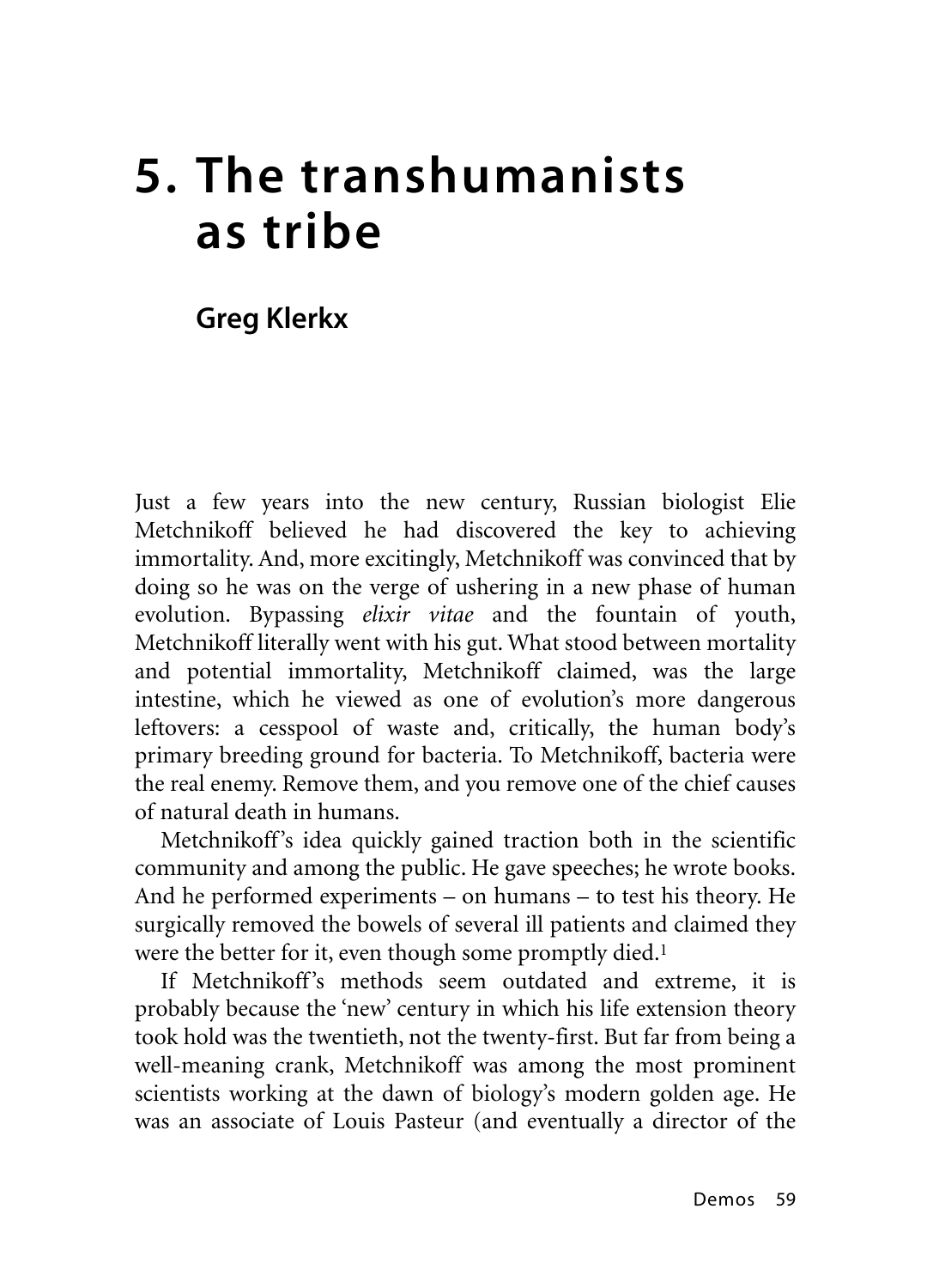# 5. The transhumanists as tribe

**Greg Klerkx**

Just a few years into the new century, Russian biologist Elie Metchnikoff believed he had discovered the key to achieving immortality. And, more excitingly, Metchnikoff was convinced that by doing so he was on the verge of ushering in a new phase of human evolution. Bypassing *elixir vitae* and the fountain of youth, Metchnikoff literally went with his gut. What stood between mortality and potential immortality, Metchnikoff claimed, was the large intestine, which he viewed as one of evolution's more dangerous leftovers: a cesspool of waste and, critically, the human body's primary breeding ground for bacteria. To Metchnikoff, bacteria were the real enemy. Remove them, and you remove one of the chief causes of natural death in humans.

Metchnikoff's idea quickly gained traction both in the scientific community and among the public. He gave speeches; he wrote books. And he performed experiments – on humans – to test his theory. He surgically removed the bowels of several ill patients and claimed they were the better for it, even though some promptly died.[1]

If Metchnikoff's methods seem outdated and extreme, it is probably because the 'new' century in which his life extension theory took hold was the twentieth, not the twenty-first. But far from being a well-meaning crank, Metchnikoff was among the most prominent scientists working at the dawn of biology's modern golden age. He was an associate of Louis Pasteur (and eventually a director of the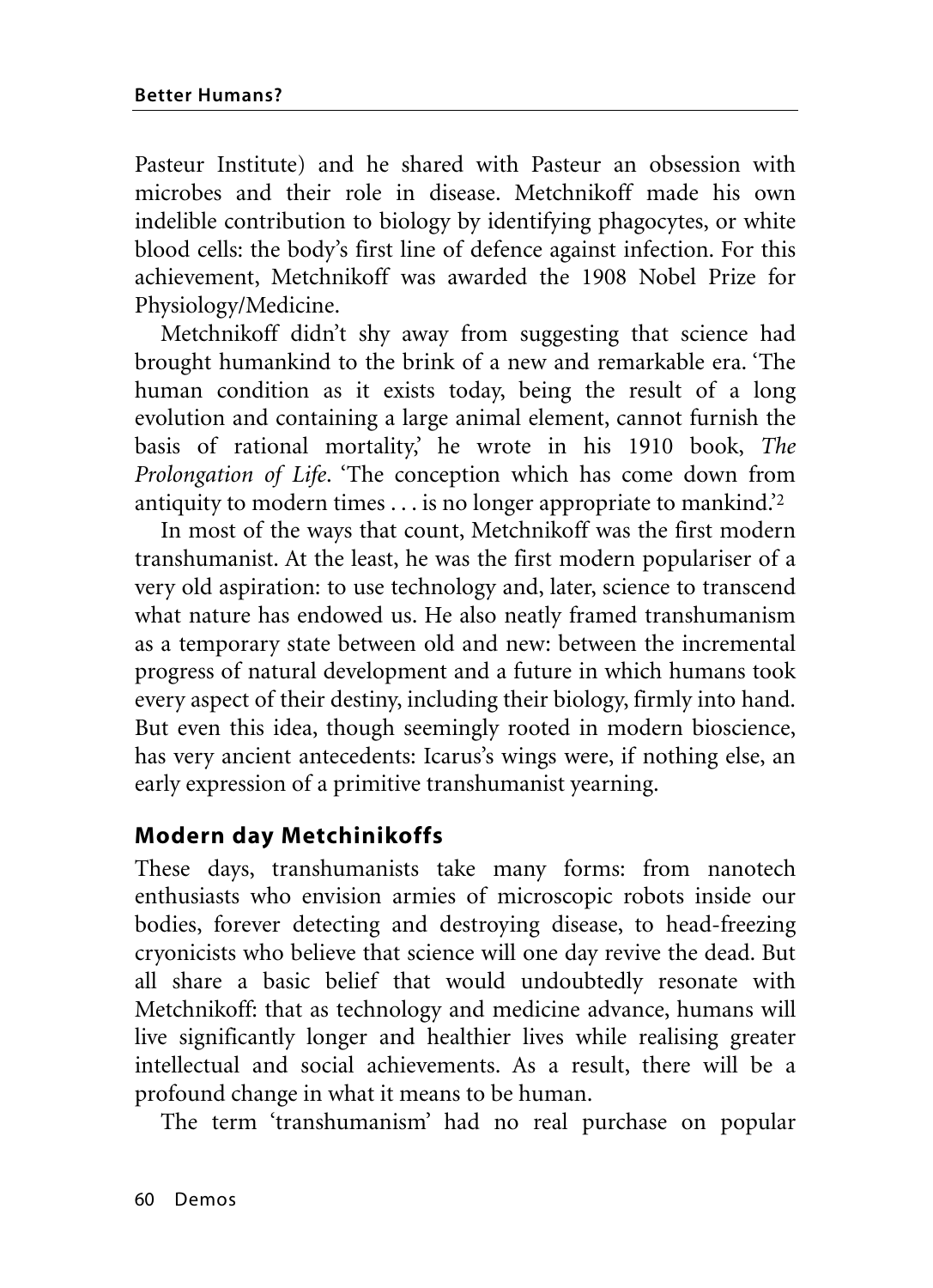Pasteur Institute) and he shared with Pasteur an obsession with microbes and their role in disease. Metchnikoff made his own indelible contribution to biology by identifying phagocytes, or white blood cells: the body's first line of defence against infection. For this achievement, Metchnikoff was awarded the 1908 Nobel Prize for Physiology/Medicine.

Metchnikoff didn't shy away from suggesting that science had brought humankind to the brink of a new and remarkable era. 'The human condition as it exists today, being the result of a long evolution and containing a large animal element, cannot furnish the basis of rational mortality,' he wrote in his 1910 book, *The Prolongation of Life*. 'The conception which has come down from antiquity to modern times . . . is no longer appropriate to mankind.'[2]

In most of the ways that count, Metchnikoff was the first modern transhumanist. At the least, he was the first modern populariser of a very old aspiration: to use technology and, later, science to transcend what nature has endowed us. He also neatly framed transhumanism as a temporary state between old and new: between the incremental progress of natural development and a future in which humans took every aspect of their destiny, including their biology, firmly into hand. But even this idea, though seemingly rooted in modern bioscience, has very ancient antecedents: Icarus's wings were, if nothing else, an early expression of a primitive transhumanist yearning.

## Modern day Metchinikoffs

These days, transhumanists take many forms: from nanotech enthusiasts who envision armies of microscopic robots inside our bodies, forever detecting and destroying disease, to head-freezing cryonicists who believe that science will one day revive the dead. But all share a basic belief that would undoubtedly resonate with Metchnikoff: that as technology and medicine advance, humans will live significantly longer and healthier lives while realising greater intellectual and social achievements. As a result, there will be a profound change in what it means to be human.

The term 'transhumanism' had no real purchase on popular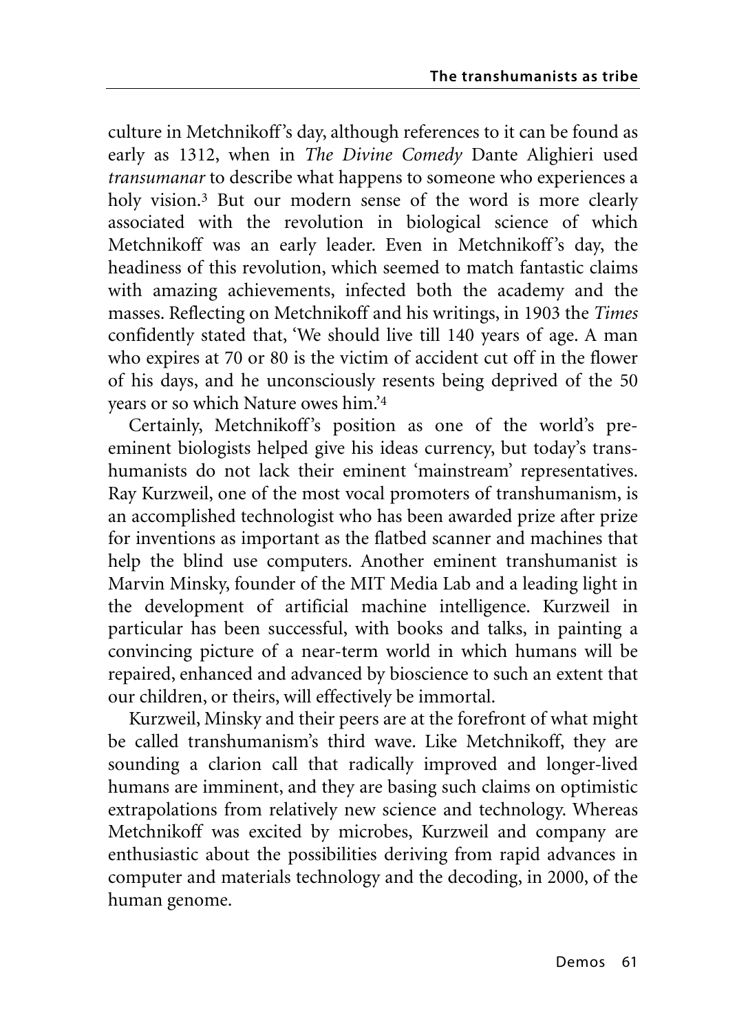culture in Metchnikoff's day, although references to it can be found as early as 1312, when in *The Divine Comedy* Dante Alighieri used *transumanar* to describe what happens to someone who experiences a holy vision.[3] But our modern sense of the word is more clearly associated with the revolution in biological science of which Metchnikoff was an early leader. Even in Metchnikoff's day, the headiness of this revolution, which seemed to match fantastic claims with amazing achievements, infected both the academy and the masses. Reflecting on Metchnikoff and his writings, in 1903 the *Times* confidently stated that, 'We should live till 140 years of age. A man who expires at 70 or 80 is the victim of accident cut off in the flower of his days, and he unconsciously resents being deprived of the 50 years or so which Nature owes him.'[4]

Certainly, Metchnikoff's position as one of the world's pre-eminent biologists helped give his ideas currency, but today's transhumanists do not lack their eminent 'mainstream' representatives. Ray Kurzweil, one of the most vocal promoters of transhumanism, is an accomplished technologist who has been awarded prize after prize for inventions as important as the flatbed scanner and machines that help the blind use computers. Another eminent transhumanist is Marvin Minsky, founder of the MIT Media Lab and a leading light in the development of artificial machine intelligence. Kurzweil in particular has been successful, with books and talks, in painting a convincing picture of a near-term world in which humans will be repaired, enhanced and advanced by bioscience to such an extent that our children, or theirs, will effectively be immortal.

Kurzweil, Minsky and their peers are at the forefront of what might be called transhumanism's third wave. Like Metchnikoff, they are sounding a clarion call that radically improved and longer-lived humans are imminent, and they are basing such claims on optimistic extrapolations from relatively new science and technology. Whereas Metchnikoff was excited by microbes, Kurzweil and company are enthusiastic about the possibilities deriving from rapid advances in computer and materials technology and the decoding, in 2000, of the human genome.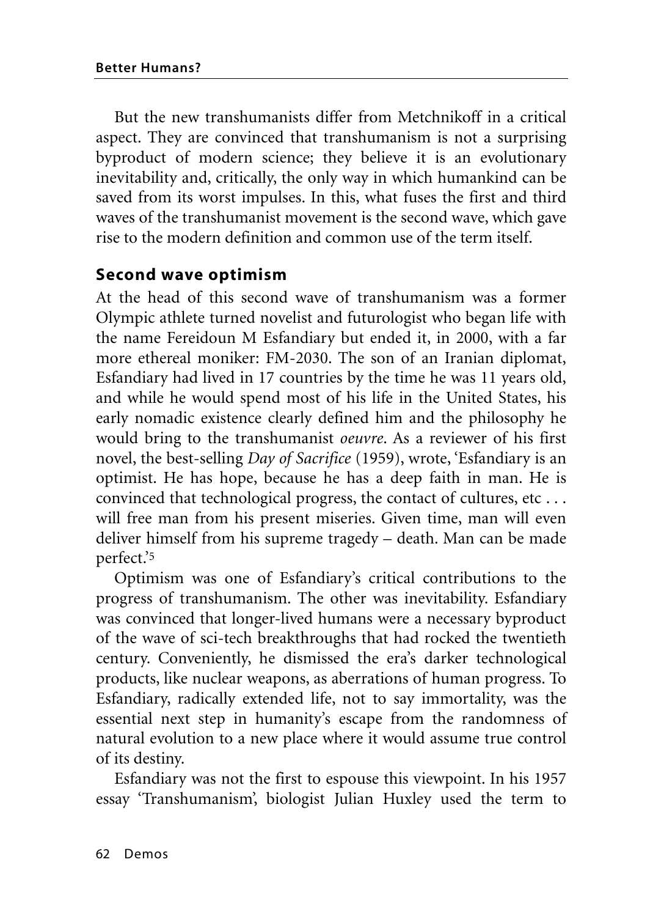But the new transhumanists differ from Metchnikoff in a critical aspect. They are convinced that transhumanism is not a surprising byproduct of modern science; they believe it is an evolutionary inevitability and, critically, the only way in which humankind can be saved from its worst impulses. In this, what fuses the first and third waves of the transhumanist movement is the second wave, which gave rise to the modern definition and common use of the term itself.

## Second wave optimism

At the head of this second wave of transhumanism was a former Olympic athlete turned novelist and futurologist who began life with the name Fereidoun M Esfandiary but ended it, in 2000, with a far more ethereal moniker: FM-2030. The son of an Iranian diplomat, Esfandiary had lived in 17 countries by the time he was 11 years old, and while he would spend most of his life in the United States, his early nomadic existence clearly defined him and the philosophy he would bring to the transhumanist *oeuvre*. As a reviewer of his first novel, the best-selling *Day of Sacrifice* (1959), wrote, 'Esfandiary is an optimist. He has hope, because he has a deep faith in man. He is convinced that technological progress, the contact of cultures, etc . . . will free man from his present miseries. Given time, man will even deliver himself from his supreme tragedy – death. Man can be made perfect.'[5]

Optimism was one of Esfandiary's critical contributions to the progress of transhumanism. The other was inevitability. Esfandiary was convinced that longer-lived humans were a necessary byproduct of the wave of sci-tech breakthroughs that had rocked the twentieth century. Conveniently, he dismissed the era's darker technological products, like nuclear weapons, as aberrations of human progress. To Esfandiary, radically extended life, not to say immortality, was the essential next step in humanity's escape from the randomness of natural evolution to a new place where it would assume true control of its destiny.

Esfandiary was not the first to espouse this viewpoint. In his 1957 essay 'Transhumanism', biologist Julian Huxley used the term to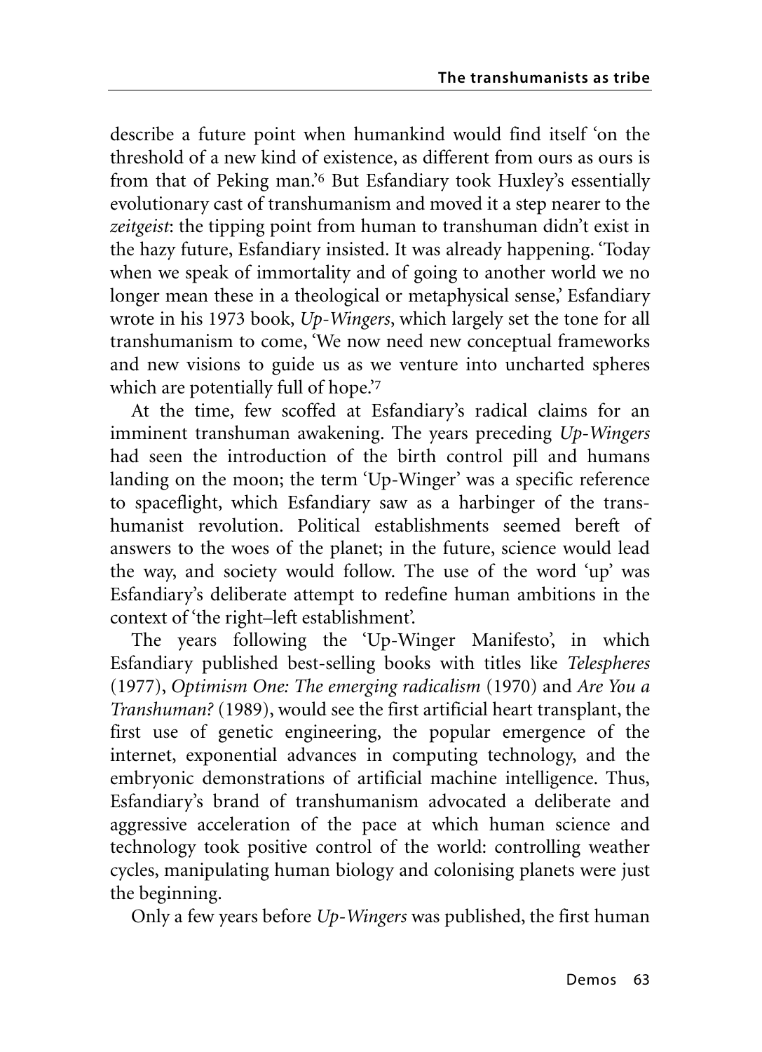describe a future point when humankind would find itself 'on the threshold of a new kind of existence, as different from ours as ours is from that of Peking man.'[6] But Esfandiary took Huxley's essentially evolutionary cast of transhumanism and moved it a step nearer to the *zeitgeist*: the tipping point from human to transhuman didn't exist in the hazy future, Esfandiary insisted. It was already happening. 'Today when we speak of immortality and of going to another world we no longer mean these in a theological or metaphysical sense,' Esfandiary wrote in his 1973 book, *Up-Wingers*, which largely set the tone for all transhumanism to come, 'We now need new conceptual frameworks and new visions to guide us as we venture into uncharted spheres which are potentially full of hope.'[7]

At the time, few scoffed at Esfandiary's radical claims for an imminent transhuman awakening. The years preceding *Up-Wingers* had seen the introduction of the birth control pill and humans landing on the moon; the term 'Up-Winger' was a specific reference to spaceflight, which Esfandiary saw as a harbinger of the transhumanist revolution. Political establishments seemed bereft of answers to the woes of the planet; in the future, science would lead the way, and society would follow. The use of the word 'up' was Esfandiary's deliberate attempt to redefine human ambitions in the context of 'the right–left establishment'.

The years following the 'Up-Winger Manifesto', in which Esfandiary published best-selling books with titles like *Telespheres* (1977), *Optimism One: The emerging radicalism* (1970) and *Are You a Transhuman?* (1989), would see the first artificial heart transplant, the first use of genetic engineering, the popular emergence of the internet, exponential advances in computing technology, and the embryonic demonstrations of artificial machine intelligence. Thus, Esfandiary's brand of transhumanism advocated a deliberate and aggressive acceleration of the pace at which human science and technology took positive control of the world: controlling weather cycles, manipulating human biology and colonising planets were just the beginning.

Only a few years before *Up-Wingers* was published, the first human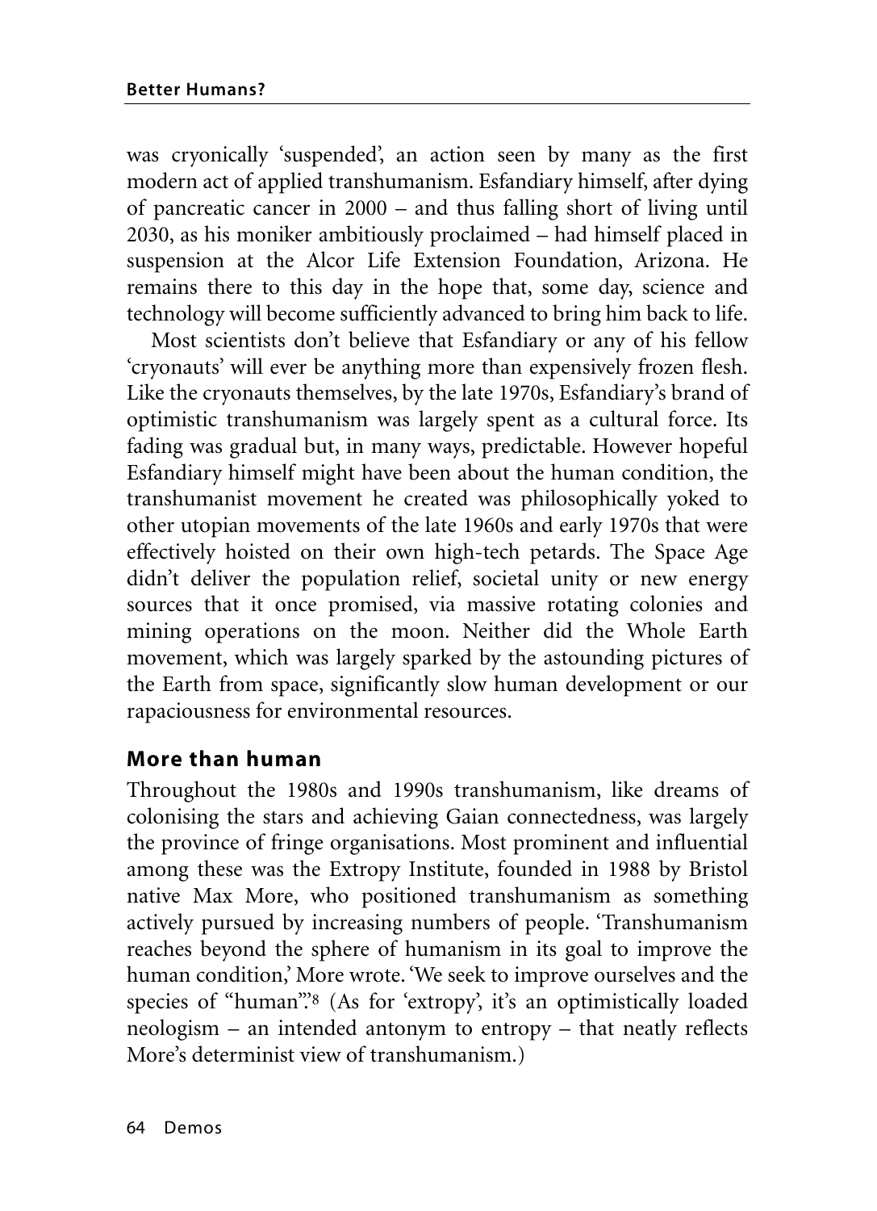was cryonically 'suspended', an action seen by many as the first modern act of applied transhumanism. Esfandiary himself, after dying of pancreatic cancer in 2000 – and thus falling short of living until 2030, as his moniker ambitiously proclaimed – had himself placed in suspension at the Alcor Life Extension Foundation, Arizona. He remains there to this day in the hope that, some day, science and technology will become sufficiently advanced to bring him back to life.

Most scientists don't believe that Esfandiary or any of his fellow 'cryonauts' will ever be anything more than expensively frozen flesh. Like the cryonauts themselves, by the late 1970s, Esfandiary's brand of optimistic transhumanism was largely spent as a cultural force. Its fading was gradual but, in many ways, predictable. However hopeful Esfandiary himself might have been about the human condition, the transhumanist movement he created was philosophically yoked to other utopian movements of the late 1960s and early 1970s that were effectively hoisted on their own high-tech petards. The Space Age didn't deliver the population relief, societal unity or new energy sources that it once promised, via massive rotating colonies and mining operations on the moon. Neither did the Whole Earth movement, which was largely sparked by the astounding pictures of the Earth from space, significantly slow human development or our rapaciousness for environmental resources.

## More than human

Throughout the 1980s and 1990s transhumanism, like dreams of colonising the stars and achieving Gaian connectedness, was largely the province of fringe organisations. Most prominent and influential among these was the Extropy Institute, founded in 1988 by Bristol native Max More, who positioned transhumanism as something actively pursued by increasing numbers of people. 'Transhumanism reaches beyond the sphere of humanism in its goal to improve the human condition,' More wrote. 'We seek to improve ourselves and the species of "human".'[8] (As for 'extropy', it's an optimistically loaded neologism – an intended antonym to entropy – that neatly reflects More's determinist view of transhumanism.)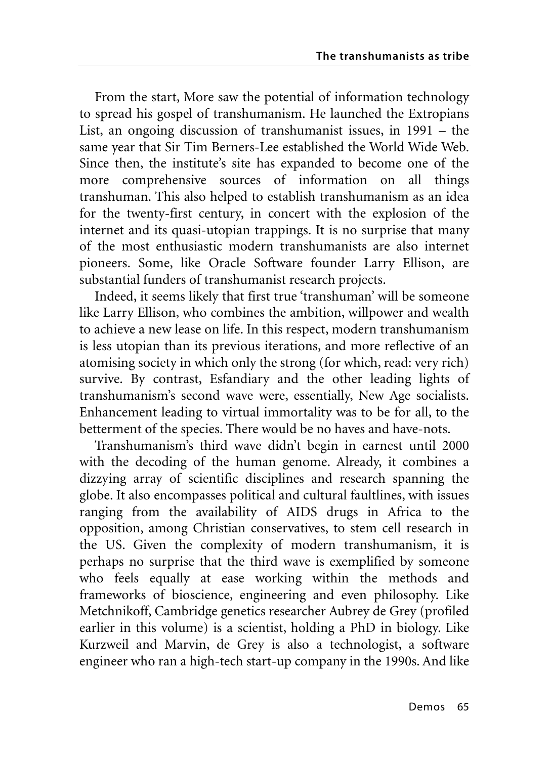From the start, More saw the potential of information technology to spread his gospel of transhumanism. He launched the Extropians List, an ongoing discussion of transhumanist issues, in 1991 – the same year that Sir Tim Berners-Lee established the World Wide Web. Since then, the institute's site has expanded to become one of the more comprehensive sources of information on all things transhuman. This also helped to establish transhumanism as an idea for the twenty-first century, in concert with the explosion of the internet and its quasi-utopian trappings. It is no surprise that many of the most enthusiastic modern transhumanists are also internet pioneers. Some, like Oracle Software founder Larry Ellison, are substantial funders of transhumanist research projects.

Indeed, it seems likely that first true 'transhuman' will be someone like Larry Ellison, who combines the ambition, willpower and wealth to achieve a new lease on life. In this respect, modern transhumanism is less utopian than its previous iterations, and more reflective of an atomising society in which only the strong (for which, read: very rich) survive. By contrast, Esfandiary and the other leading lights of transhumanism's second wave were, essentially, New Age socialists. Enhancement leading to virtual immortality was to be for all, to the betterment of the species. There would be no haves and have-nots.

Transhumanism's third wave didn't begin in earnest until 2000 with the decoding of the human genome. Already, it combines a dizzying array of scientific disciplines and research spanning the globe. It also encompasses political and cultural faultlines, with issues ranging from the availability of AIDS drugs in Africa to the opposition, among Christian conservatives, to stem cell research in the US. Given the complexity of modern transhumanism, it is perhaps no surprise that the third wave is exemplified by someone who feels equally at ease working within the methods and frameworks of bioscience, engineering and even philosophy. Like Metchnikoff, Cambridge genetics researcher Aubrey de Grey (profiled earlier in this volume) is a scientist, holding a PhD in biology. Like Kurzweil and Marvin, de Grey is also a technologist, a software engineer who ran a high-tech start-up company in the 1990s. And like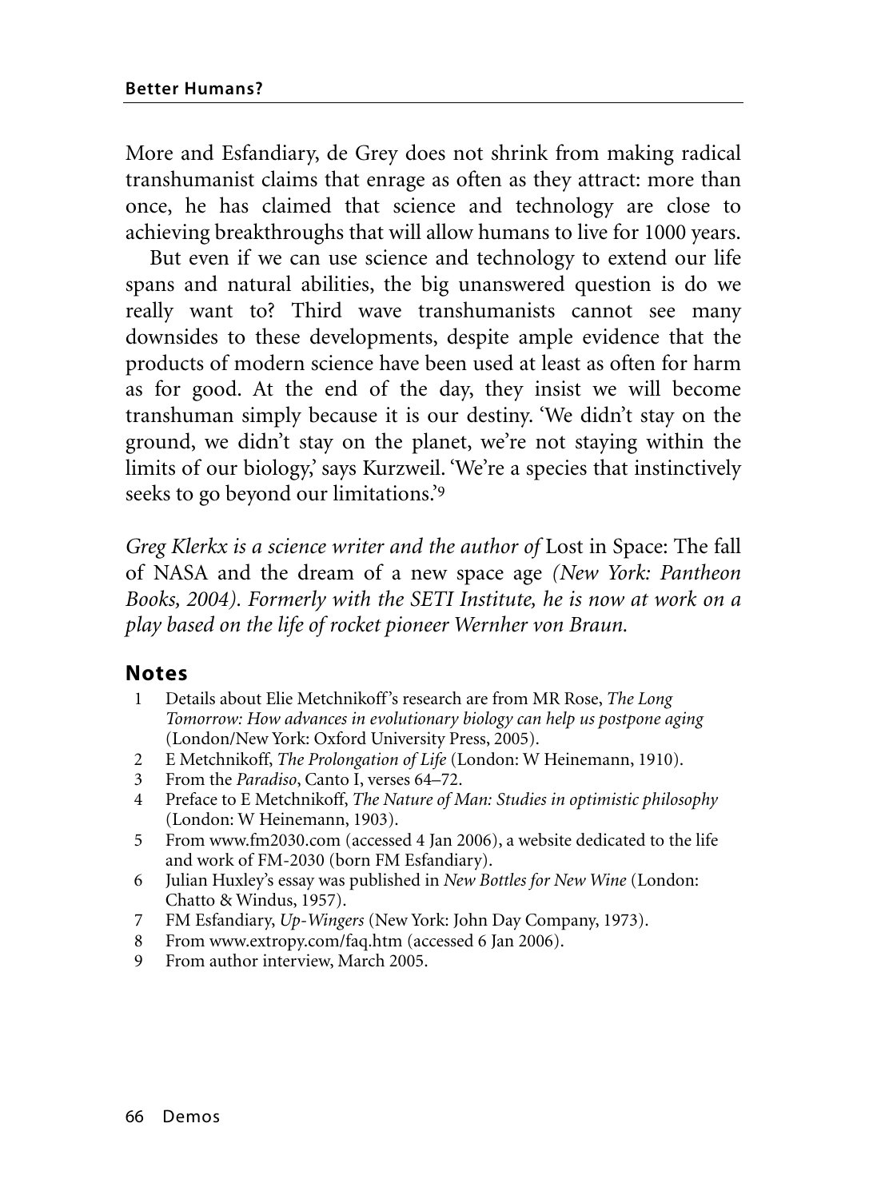More and Esfandiary, de Grey does not shrink from making radical transhumanist claims that enrage as often as they attract: more than once, he has claimed that science and technology are close to achieving breakthroughs that will allow humans to live for 1000 years.

But even if we can use science and technology to extend our life spans and natural abilities, the big unanswered question is do we really want to? Third wave transhumanists cannot see many downsides to these developments, despite ample evidence that the products of modern science have been used at least as often for harm as for good. At the end of the day, they insist we will become transhuman simply because it is our destiny. 'We didn't stay on the ground, we didn't stay on the planet, we're not staying within the limits of our biology,' says Kurzweil. 'We're a species that instinctively seeks to go beyond our limitations.'[9]

*Greg Klerkx is a science writer and the author of* Lost in Space: The fall of NASA and the dream of a new space age *(New York: Pantheon Books, 2004). Formerly with the SETI Institute, he is now at work on a play based on the life of rocket pioneer Wernher von Braun.*

## Notes

1. Details about Elie Metchnikoff's research are from MR Rose, *The Long Tomorrow: How advances in evolutionary biology can help us postpone aging* (London/New York: Oxford University Press, 2005).
2. E Metchnikoff, *The Prolongation of Life* (London: W Heinemann, 1910).
3. From the *Paradiso*, Canto I, verses 64–72.
4. Preface to E Metchnikoff, *The Nature of Man: Studies in optimistic philosophy* (London: W Heinemann, 1903).
5. From www.fm2030.com (accessed 4 Jan 2006), a website dedicated to the life and work of FM-2030 (born FM Esfandiary).
6. Julian Huxley's essay was published in *New Bottles for New Wine* (London: Chatto & Windus, 1957).
7. FM Esfandiary, *Up-Wingers* (New York: John Day Company, 1973).
8. From www.extropy.com/faq.htm (accessed 6 Jan 2006).
9. From author interview, March 2005.